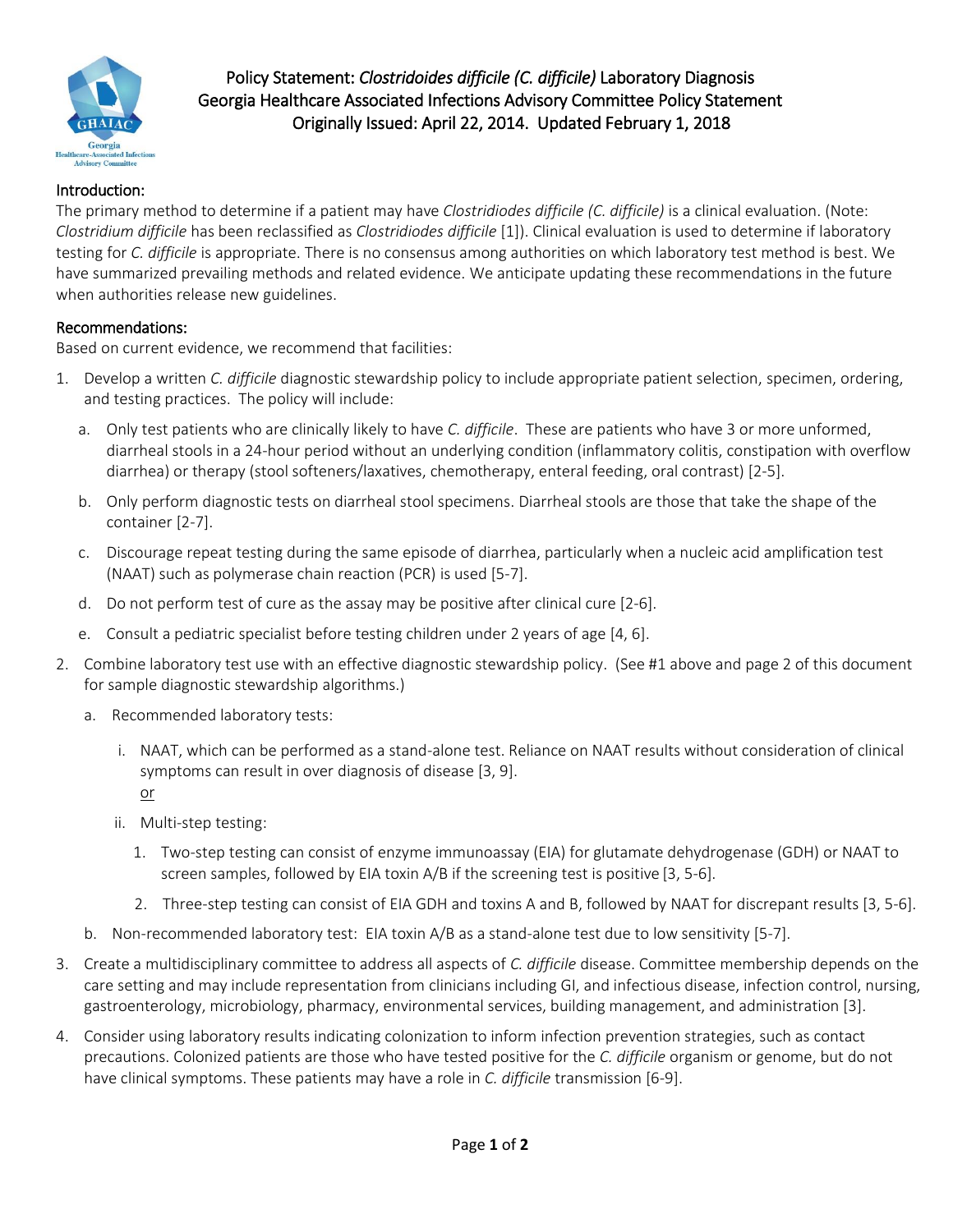# Policy Statement: *Clostridoides difficile (C. difficile)* Laboratory Diagnosis

## Georgia Healthcare Associated Infections Advisory Committee Policy Statement

### Originally Issued: April 22, 2014. Updated February 1, 2018

### Introduction:

The primary method to determine if a patient may have *Clostridiodes difficile (C. difficile)* is a clinical evaluation. (Note: *Clostridium difficile* has been reclassified as *Clostridiodes difficile* [1]). Clinical evaluation is used to determine if laboratory testing for *C. difficile* is appropriate. There is no consensus among authorities on which laboratory test method is best. We have summarized prevailing methods and related evidence. We anticipate updating these recommendations in the future when authorities release new guidelines.

### Recommendations:

Based on current evidence, we recommend that facilities:

1. Develop a written *C. difficile* diagnostic stewardship policy to include appropriate patient selection, specimen, ordering, and testing practices. The policy will include:
   a. Only test patients who are clinically likely to have *C. difficile*. These are patients who have 3 or more unformed, diarrheal stools in a 24-hour period without an underlying condition (inflammatory colitis, constipation with overflow diarrhea) or therapy (stool softeners/laxatives, chemotherapy, enteral feeding, oral contrast) [2-5].
   b. Only perform diagnostic tests on diarrheal stool specimens. Diarrheal stools are those that take the shape of the container [2-7].
   c. Discourage repeat testing during the same episode of diarrhea, particularly when a nucleic acid amplification test (NAAT) such as polymerase chain reaction (PCR) is used [5-7].
   d. Do not perform test of cure as the assay may be positive after clinical cure [2-6].
   e. Consult a pediatric specialist before testing children under 2 years of age [4, 6].
2. Combine laboratory test use with an effective diagnostic stewardship policy. (See #1 above and page 2 of this document for sample diagnostic stewardship algorithms.)
   a. Recommended laboratory tests:
      i. NAAT, which can be performed as a stand-alone test. Reliance on NAAT results without consideration of clinical symptoms can result in over diagnosis of disease [3, 9].
         <u>or</u>
      ii. Multi-step testing:
         1. Two-step testing can consist of enzyme immunoassay (EIA) for glutamate dehydrogenase (GDH) or NAAT to screen samples, followed by EIA toxin A/B if the screening test is positive [3, 5-6].
         2. Three-step testing can consist of EIA GDH and toxins A and B, followed by NAAT for discrepant results [3, 5-6].
   b. Non-recommended laboratory test: EIA toxin A/B as a stand-alone test due to low sensitivity [5-7].
3. Create a multidisciplinary committee to address all aspects of *C. difficile* disease. Committee membership depends on the care setting and may include representation from clinicians including GI, and infectious disease, infection control, nursing, gastroenterology, microbiology, pharmacy, environmental services, building management, and administration [3].
4. Consider using laboratory results indicating colonization to inform infection prevention strategies, such as contact precautions. Colonized patients are those who have tested positive for the *C. difficile* organism or genome, but do not have clinical symptoms. These patients may have a role in *C. difficile* transmission [6-9].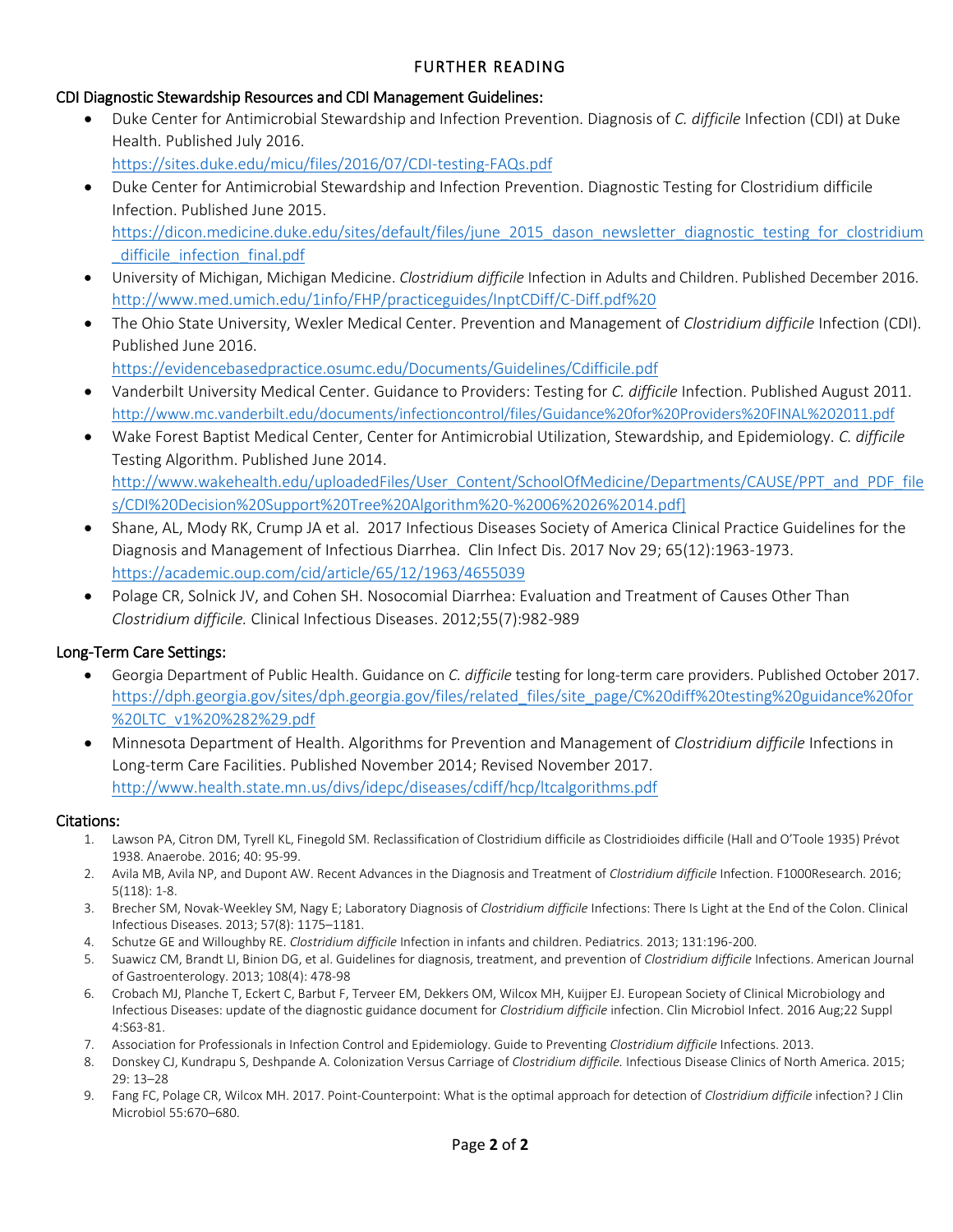## FURTHER READING

### CDI Diagnostic Stewardship Resources and CDI Management Guidelines:

- Duke Center for Antimicrobial Stewardship and Infection Prevention. Diagnosis of *C. difficile* Infection (CDI) at Duke Health. Published July 2016.
  https://sites.duke.edu/micu/files/2016/07/CDI-testing-FAQs.pdf
- Duke Center for Antimicrobial Stewardship and Infection Prevention. Diagnostic Testing for Clostridium difficile Infection. Published June 2015.
  https://dicon.medicine.duke.edu/sites/default/files/june_2015_dason_newsletter_diagnostic_testing_for_clostridium_difficile_infection_final.pdf
- University of Michigan, Michigan Medicine. *Clostridium difficile* Infection in Adults and Children. Published December 2016.
  http://www.med.umich.edu/1info/FHP/practiceguides/InptCDiff/C-Diff.pdf%20
- The Ohio State University, Wexler Medical Center. Prevention and Management of *Clostridium difficile* Infection (CDI). Published June 2016.
  https://evidencebasedpractice.osumc.edu/Documents/Guidelines/Cdifficile.pdf
- Vanderbilt University Medical Center. Guidance to Providers: Testing for *C. difficile* Infection. Published August 2011.
  http://www.mc.vanderbilt.edu/documents/infectioncontrol/files/Guidance%20for%20Providers%20FINAL%202011.pdf
- Wake Forest Baptist Medical Center, Center for Antimicrobial Utilization, Stewardship, and Epidemiology. *C. difficile* Testing Algorithm. Published June 2014.
  http://www.wakehealth.edu/uploadedFiles/User_Content/SchoolOfMedicine/Departments/CAUSE/PPT_and_PDF_files/CDI%20Decision%20Support%20Tree%20Algorithm%20-%2006%2026%2014.pdf]
- Shane, AL, Mody RK, Crump JA et al. 2017 Infectious Diseases Society of America Clinical Practice Guidelines for the Diagnosis and Management of Infectious Diarrhea. Clin Infect Dis. 2017 Nov 29; 65(12):1963-1973.
  https://academic.oup.com/cid/article/65/12/1963/4655039
- Polage CR, Solnick JV, and Cohen SH. Nosocomial Diarrhea: Evaluation and Treatment of Causes Other Than *Clostridium difficile.* Clinical Infectious Diseases. 2012;55(7):982-989

### Long-Term Care Settings:

- Georgia Department of Public Health. Guidance on *C. difficile* testing for long-term care providers. Published October 2017.
  https://dph.georgia.gov/sites/dph.georgia.gov/files/related_files/site_page/C%20diff%20testing%20guidance%20for%20LTC_v1%20%282%29.pdf
- Minnesota Department of Health. Algorithms for Prevention and Management of *Clostridium difficile* Infections in Long-term Care Facilities. Published November 2014; Revised November 2017.
  http://www.health.state.mn.us/divs/idepc/diseases/cdiff/hcp/ltcalgorithms.pdf

### Citations:

1. Lawson PA, Citron DM, Tyrell KL, Finegold SM. Reclassification of Clostridium difficile as Clostridioides difficile (Hall and O'Toole 1935) Prévot 1938. Anaerobe. 2016; 40: 95-99.
2. Avila MB, Avila NP, and Dupont AW. Recent Advances in the Diagnosis and Treatment of *Clostridium difficile* Infection. F1000Research. 2016; 5(118): 1-8.
3. Brecher SM, Novak-Weekley SM, Nagy E; Laboratory Diagnosis of *Clostridium difficile* Infections: There Is Light at the End of the Colon. Clinical Infectious Diseases. 2013; 57(8): 1175–1181.
4. Schutze GE and Willoughby RE. *Clostridium difficile* Infection in infants and children. Pediatrics. 2013; 131:196-200.
5. Suawicz CM, Brandt LI, Binion DG, et al. Guidelines for diagnosis, treatment, and prevention of *Clostridium difficile* Infections. American Journal of Gastroenterology. 2013; 108(4): 478-98
6. Crobach MJ, Planche T, Eckert C, Barbut F, Terveer EM, Dekkers OM, Wilcox MH, Kuijper EJ. European Society of Clinical Microbiology and Infectious Diseases: update of the diagnostic guidance document for *Clostridium difficile* infection. Clin Microbiol Infect. 2016 Aug;22 Suppl 4:S63-81.
7. Association for Professionals in Infection Control and Epidemiology. Guide to Preventing *Clostridium difficile* Infections. 2013.
8. Donskey CJ, Kundrapu S, Deshpande A. Colonization Versus Carriage of *Clostridium difficile.* Infectious Disease Clinics of North America. 2015; 29: 13–28
9. Fang FC, Polage CR, Wilcox MH. 2017. Point-Counterpoint: What is the optimal approach for detection of *Clostridium difficile* infection? J Clin Microbiol 55:670–680.